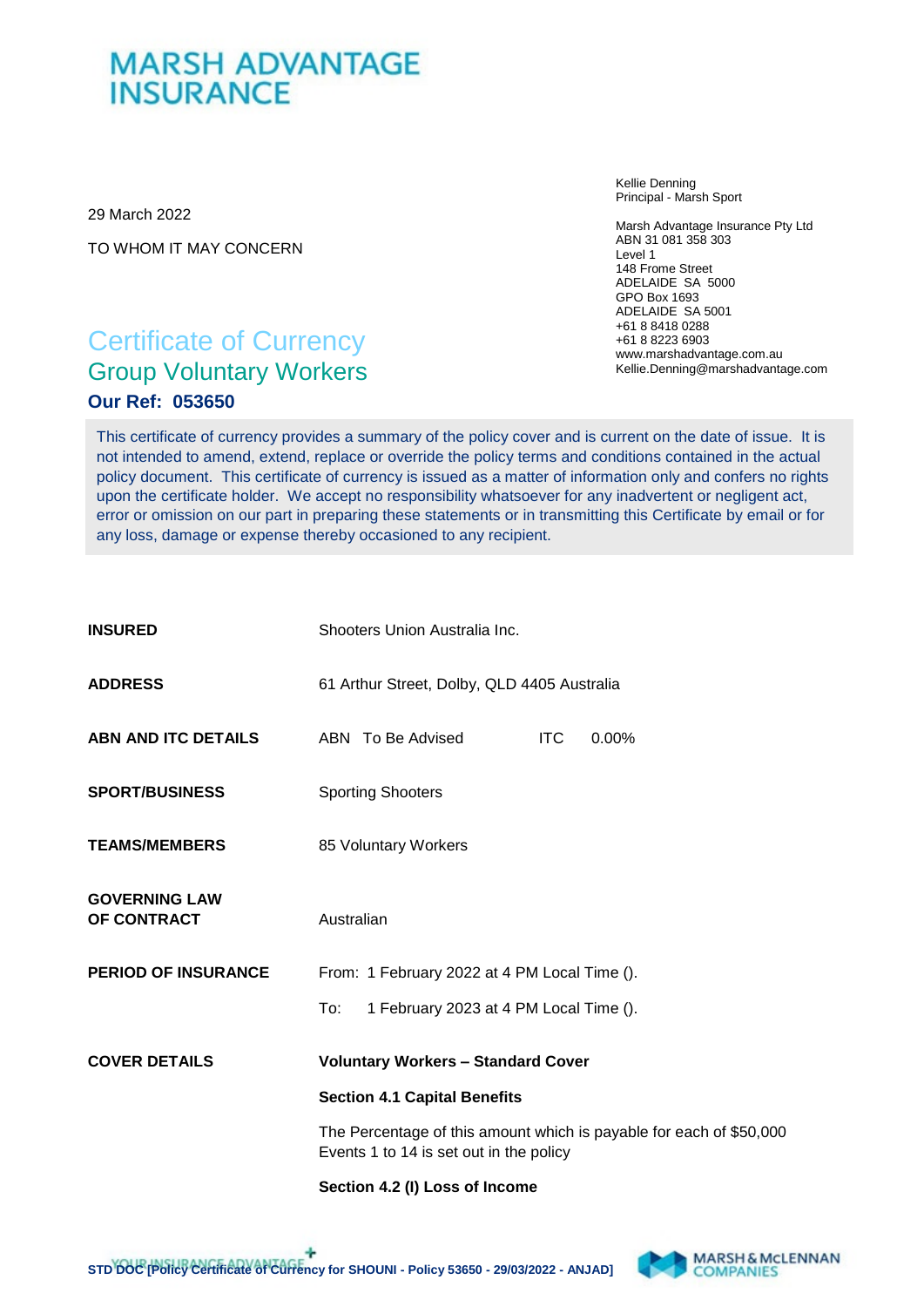# MARSH ADVANTAGE INSURANCE

29 March 2022

TO WHOM IT MAY CONCERN

Kellie Denning
Principal - Marsh Sport

Marsh Advantage Insurance Pty Ltd
ABN 31 081 358 303
Level 1
148 Frome Street
ADELAIDE SA 5000
GPO Box 1693
ADELAIDE SA 5001
+61 8 8418 0288
+61 8 8223 6903
www.marshadvantage.com.au
Kellie.Denning@marshadvantage.com

## Certificate of Currency

### Group Voluntary Workers

**Our Ref: 053650**

This certificate of currency provides a summary of the policy cover and is current on the date of issue. It is not intended to amend, extend, replace or override the policy terms and conditions contained in the actual policy document. This certificate of currency is issued as a matter of information only and confers no rights upon the certificate holder. We accept no responsibility whatsoever for any inadvertent or negligent act, error or omission on our part in preparing these statements or in transmitting this Certificate by email or for any loss, damage or expense thereby occasioned to any recipient.

**INSURED** — Shooters Union Australia Inc.

**ADDRESS** — 61 Arthur Street, Dolby, QLD 4405 Australia

**ABN AND ITC DETAILS** — ABN To Be Advised ITC 0.00%

**SPORT/BUSINESS** — Sporting Shooters

**TEAMS/MEMBERS** — 85 Voluntary Workers

**GOVERNING LAW OF CONTRACT** — Australian

**PERIOD OF INSURANCE** —
From: 1 February 2022 at 4 PM Local Time ().
To: 1 February 2023 at 4 PM Local Time ().

**COVER DETAILS**

**Voluntary Workers – Standard Cover**

**Section 4.1 Capital Benefits**

The Percentage of this amount which is payable for each of $50,000 Events 1 to 14 is set out in the policy

**Section 4.2 (I) Loss of Income**

STD DOC [Policy Certificate of Currency for SHOUNI - Policy 53650 - 29/03/2022 - ANJAD]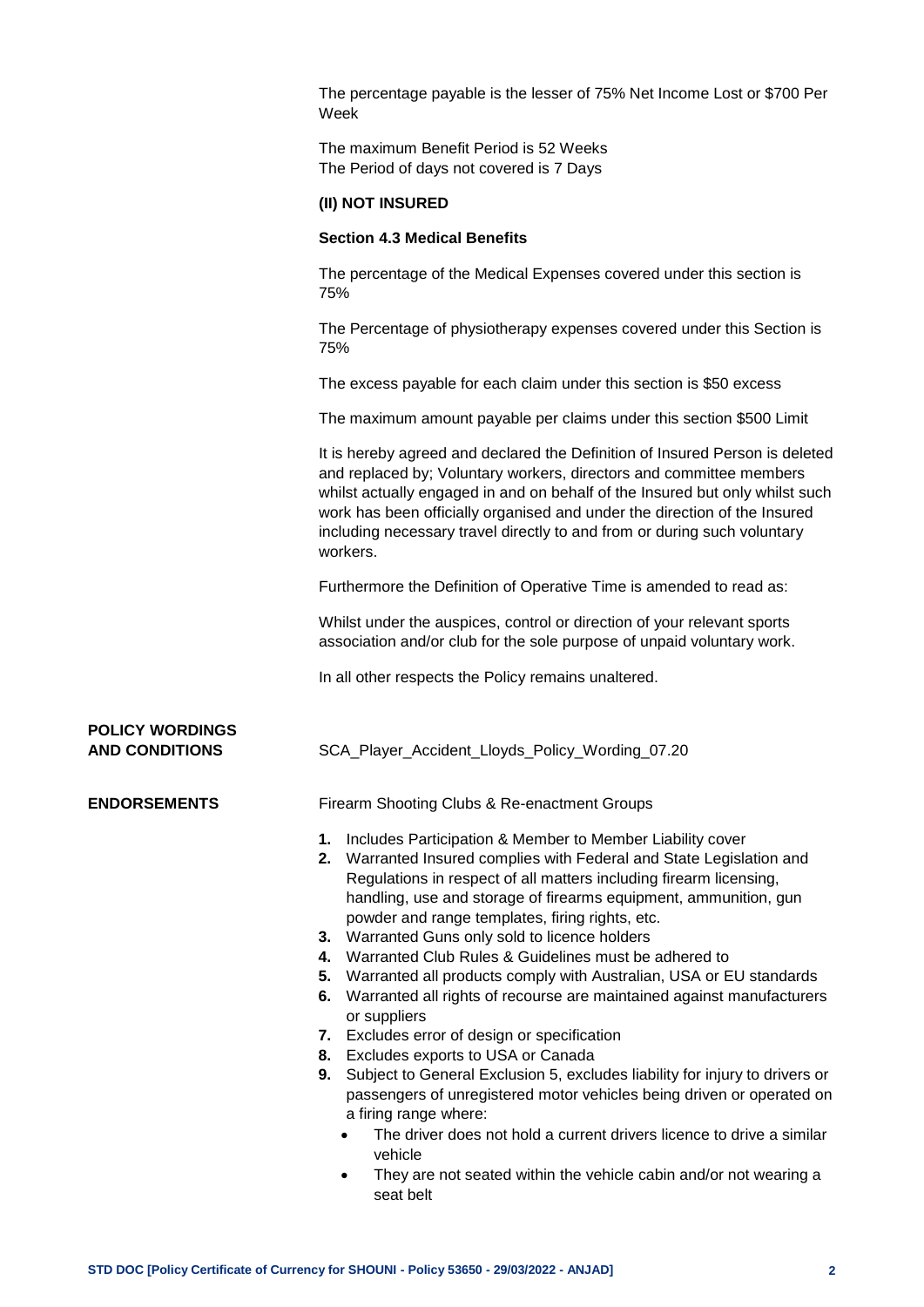The percentage payable is the lesser of 75% Net Income Lost or $700 Per Week

The maximum Benefit Period is 52 Weeks
The Period of days not covered is 7 Days

**(II) NOT INSURED**

**Section 4.3 Medical Benefits**

The percentage of the Medical Expenses covered under this section is 75%

The Percentage of physiotherapy expenses covered under this Section is 75%

The excess payable for each claim under this section is $50 excess

The maximum amount payable per claims under this section $500 Limit

It is hereby agreed and declared the Definition of Insured Person is deleted and replaced by; Voluntary workers, directors and committee members whilst actually engaged in and on behalf of the Insured but only whilst such work has been officially organised and under the direction of the Insured including necessary travel directly to and from or during such voluntary workers.

Furthermore the Definition of Operative Time is amended to read as:

Whilst under the auspices, control or direction of your relevant sports association and/or club for the sole purpose of unpaid voluntary work.

In all other respects the Policy remains unaltered.

**POLICY WORDINGS AND CONDITIONS** SCA_Player_Accident_Lloyds_Policy_Wording_07.20

**ENDORSEMENTS** Firearm Shooting Clubs & Re-enactment Groups

1. Includes Participation & Member to Member Liability cover
2. Warranted Insured complies with Federal and State Legislation and Regulations in respect of all matters including firearm licensing, handling, use and storage of firearms equipment, ammunition, gun powder and range templates, firing rights, etc.
3. Warranted Guns only sold to licence holders
4. Warranted Club Rules & Guidelines must be adhered to
5. Warranted all products comply with Australian, USA or EU standards
6. Warranted all rights of recourse are maintained against manufacturers or suppliers
7. Excludes error of design or specification
8. Excludes exports to USA or Canada
9. Subject to General Exclusion 5, excludes liability for injury to drivers or passengers of unregistered motor vehicles being driven or operated on a firing range where:
    - The driver does not hold a current drivers licence to drive a similar vehicle
    - They are not seated within the vehicle cabin and/or not wearing a seat belt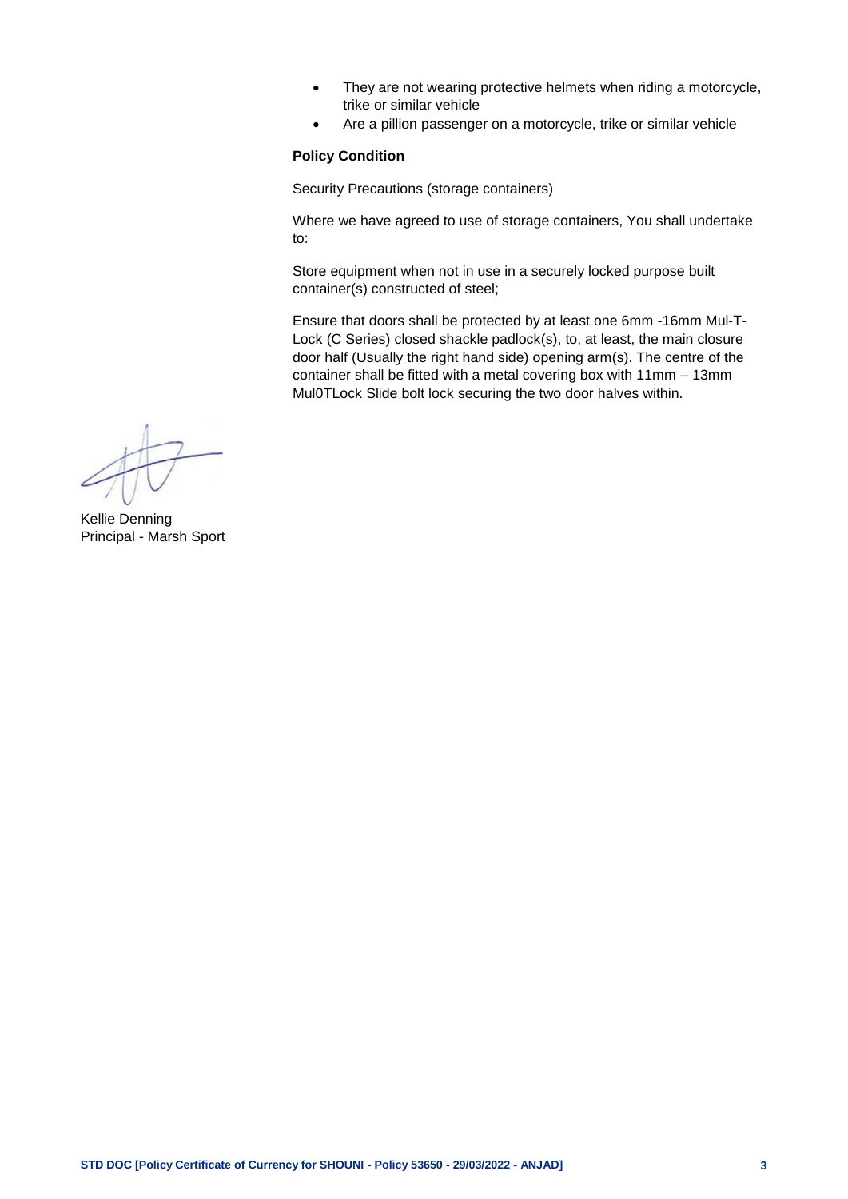- They are not wearing protective helmets when riding a motorcycle, trike or similar vehicle
- Are a pillion passenger on a motorcycle, trike or similar vehicle

**Policy Condition**

Security Precautions (storage containers)

Where we have agreed to use of storage containers, You shall undertake to:

Store equipment when not in use in a securely locked purpose built container(s) constructed of steel;

Ensure that doors shall be protected by at least one 6mm -16mm Mul-T-Lock (C Series) closed shackle padlock(s), to, at least, the main closure door half (Usually the right hand side) opening arm(s). The centre of the container shall be fitted with a metal covering box with 11mm – 13mm Mul0TLock Slide bolt lock securing the two door halves within.

Kellie Denning
Principal - Marsh Sport